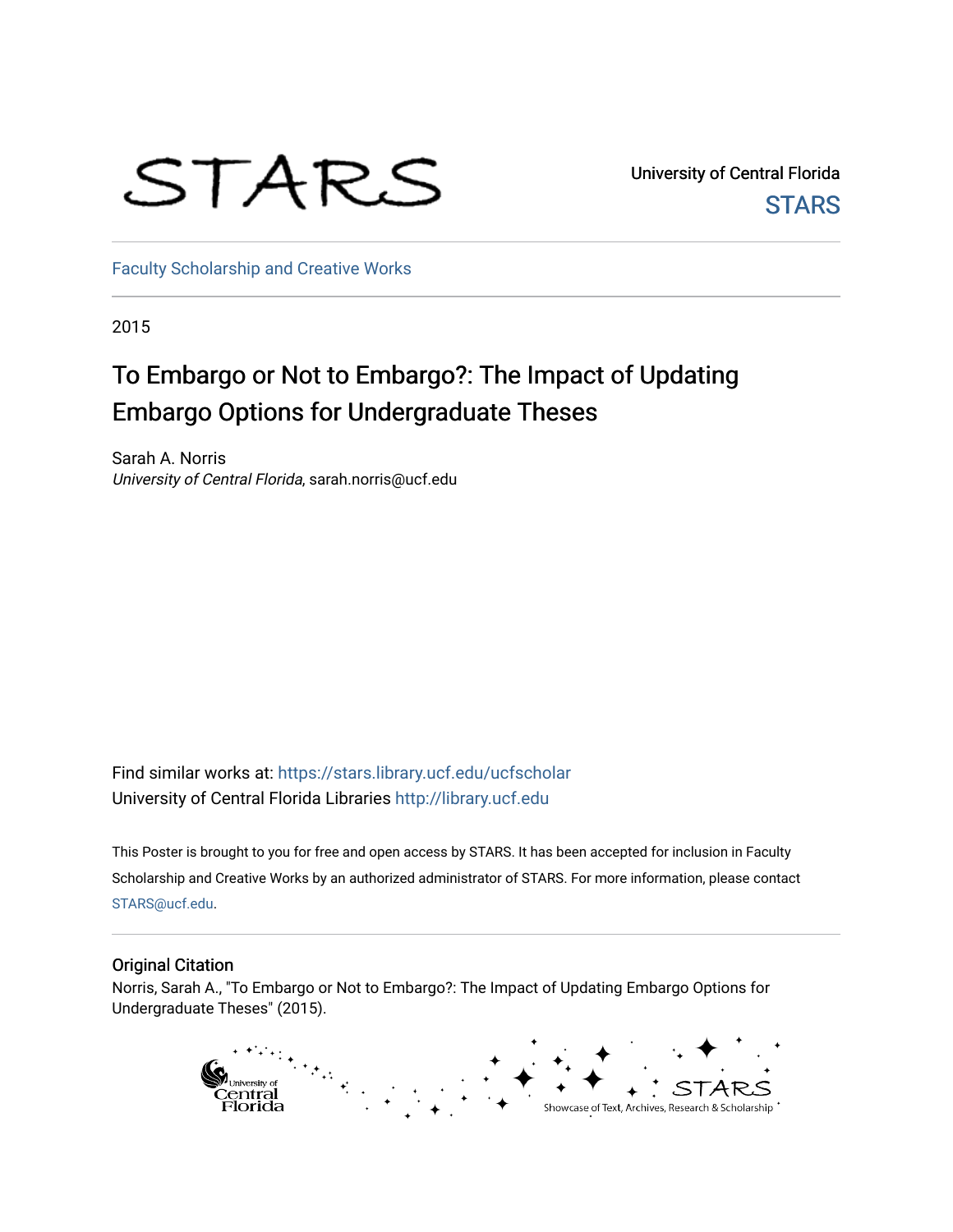STARS

University of Central Florida
STARS

Faculty Scholarship and Creative Works

2015

# To Embargo or Not to Embargo?: The Impact of Updating Embargo Options for Undergraduate Theses

Sarah A. Norris
*University of Central Florida*, sarah.norris@ucf.edu

Find similar works at: https://stars.library.ucf.edu/ucfscholar
University of Central Florida Libraries http://library.ucf.edu

This Poster is brought to you for free and open access by STARS. It has been accepted for inclusion in Faculty Scholarship and Creative Works by an authorized administrator of STARS. For more information, please contact STARS@ucf.edu.

## Original Citation

Norris, Sarah A., "To Embargo or Not to Embargo?: The Impact of Updating Embargo Options for Undergraduate Theses" (2015).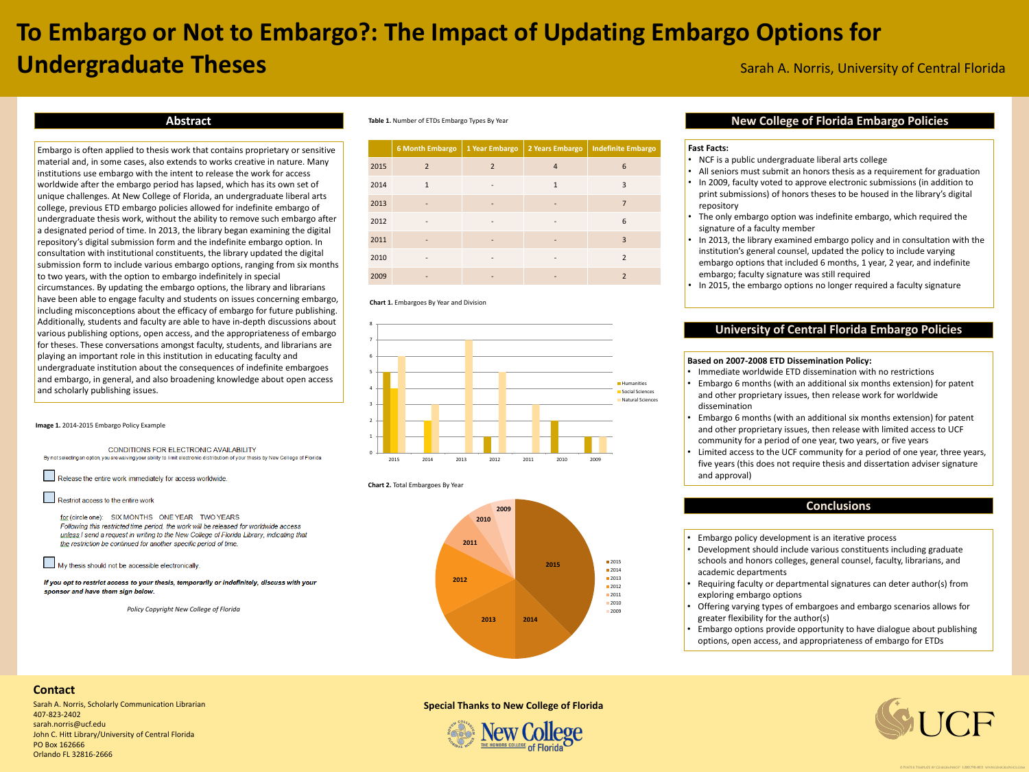# To Embargo or Not to Embargo?: The Impact of Updating Embargo Options for Undergraduate Theses

Sarah A. Norris, University of Central Florida

## Abstract

Embargo is often applied to thesis work that contains proprietary or sensitive material and, in some cases, also extends to works creative in nature. Many institutions use embargo with the intent to release the work for access worldwide after the embargo period has lapsed, which has its own set of unique challenges. At New College of Florida, an undergraduate liberal arts college, previous ETD embargo policies allowed for indefinite embargo of undergraduate thesis work, without the ability to remove such embargo after a designated period of time. In 2013, the library began examining the digital repository's digital submission form and the indefinite embargo option. In consultation with institutional constituents, the library updated the digital submission form to include various embargo options, ranging from six months to two years, with the option to embargo indefinitely in special circumstances. By updating the embargo options, the library and librarians have been able to engage faculty and students on issues concerning embargo, including misconceptions about the efficacy of embargo for future publishing. Additionally, students and faculty are able to have in-depth discussions about various publishing options, open access, and the appropriateness of embargo for theses. These conversations amongst faculty, students, and librarians are playing an important role in this institution in educating faculty and undergraduate institution about the consequences of indefinite embargoes and embargo, in general, and also broadening knowledge about open access and scholarly publishing issues.

**Image 1.** 2014-2015 Embargo Policy Example

CONDITIONS FOR ELECTRONIC AVAILABILITY

By not selecting an option, you are waiving your ability to limit electronic distribution of your thesis by New College of Florida

☐ Release the entire work immediately for access worldwide.

☐ Restrict access to the entire work

for (circle one): SIX MONTHS ONE YEAR TWO YEARS

*Following this restricted time period, the work will be released for worldwide access unless I send a request in writing to the New College of Florida Library, indicating that the restriction be continued for another specific period of time.*

☐ My thesis should not be accessible electronically.

***If you opt to restrict access to your thesis, temporarily or indefinitely, discuss with your sponsor and have them sign below.***

*Policy Copyright New College of Florida*

**Table 1.** Number of ETDs Embargo Types By Year

| | 6 Month Embargo | 1 Year Embargo | 2 Years Embargo | Indefinite Embargo |
|---|---|---|---|---|
| 2015 | 2 | 2 | 4 | 6 |
| 2014 | 1 | - | 1 | 3 |
| 2013 | - | - | - | 7 |
| 2012 | - | - | - | 6 |
| 2011 | - | - | - | 3 |
| 2010 | - | - | - | 2 |
| 2009 | - | - | - | 2 |

**Chart 1.** Embargoes By Year and Division

0 1 2 3 4 5 6 7 8

2015 2014 2013 2012 2011 2010 2009

Humanities
Social Sciences
Natural Sciences

**Chart 2.** Total Embargoes By Year

2015 2014 2013 2012 2011 2010 2009

## New College of Florida Embargo Policies

**Fast Facts:**

- NCF is a public undergraduate liberal arts college
- All seniors must submit an honors thesis as a requirement for graduation
- In 2009, faculty voted to approve electronic submissions (in addition to print submissions) of honors theses to be housed in the library's digital repository
- The only embargo option was indefinite embargo, which required the signature of a faculty member
- In 2013, the library examined embargo policy and in consultation with the institution's general counsel, updated the policy to include varying embargo options that included 6 months, 1 year, 2 year, and indefinite embargo; faculty signature was still required
- In 2015, the embargo options no longer required a faculty signature

## University of Central Florida Embargo Policies

**Based on 2007-2008 ETD Dissemination Policy:**

- Immediate worldwide ETD dissemination with no restrictions
- Embargo 6 months (with an additional six months extension) for patent and other proprietary issues, then release work for worldwide dissemination
- Embargo 6 months (with an additional six months extension) for patent and other proprietary issues, then release with limited access to UCF community for a period of one year, two years, or five years
- Limited access to the UCF community for a period of one year, three years, five years (this does not require thesis and dissertation adviser signature and approval)

## Conclusions

- Embargo policy development is an iterative process
- Development should include various constituents including graduate schools and honors colleges, general counsel, faculty, librarians, and academic departments
- Requiring faculty or departmental signatures can deter author(s) from exploring embargo options
- Offering varying types of embargoes and embargo scenarios allows for greater flexibility for the author(s)
- Embargo options provide opportunity to have dialogue about publishing options, open access, and appropriateness of embargo for ETDs

## Contact

Sarah A. Norris, Scholarly Communication Librarian
407-823-2402
sarah.norris@ucf.edu
John C. Hitt Library/University of Central Florida
PO Box 162666
Orlando FL 32816-2666

**Special Thanks to New College of Florida**